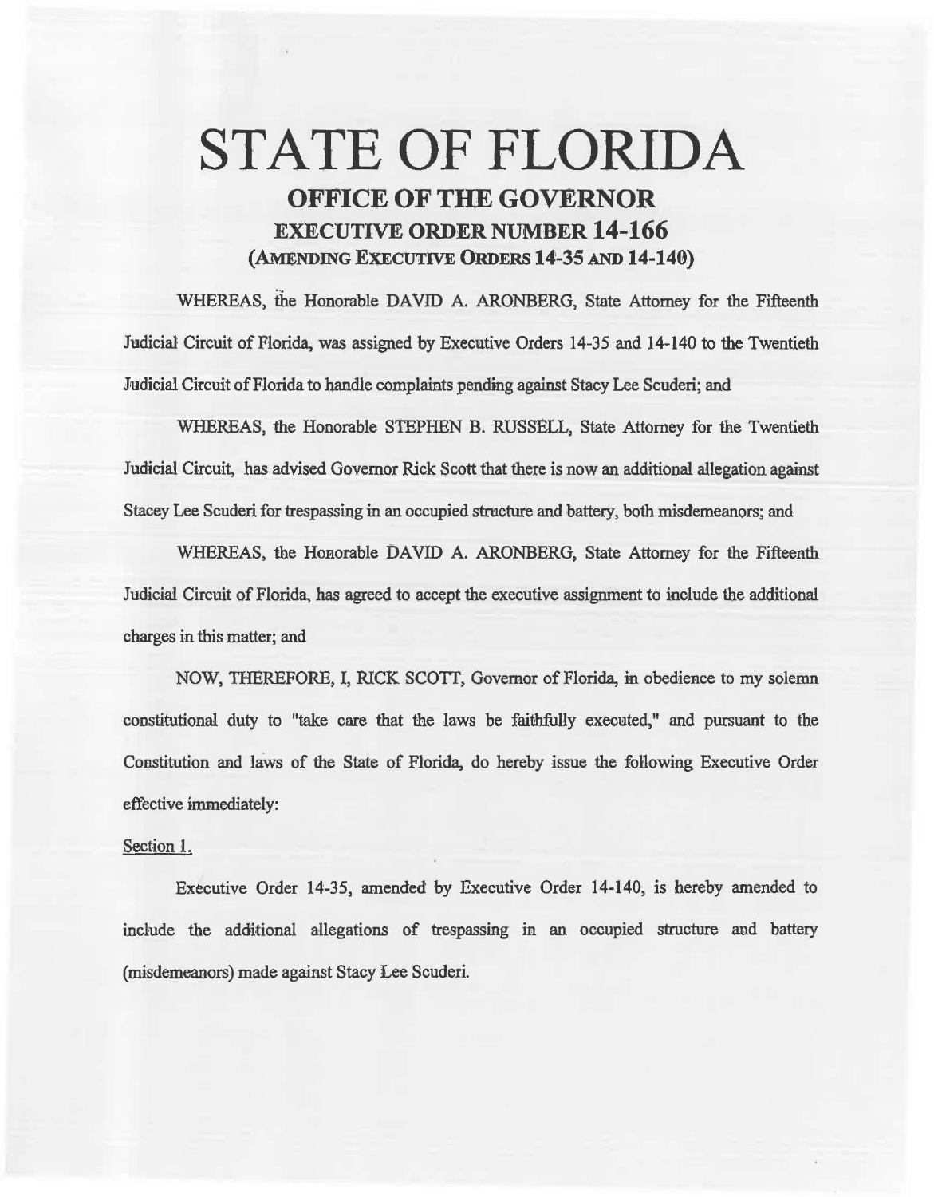# STATE OF FLORIDA

## OFFICE OF THE GOVERNOR

## EXECUTIVE ORDER NUMBER 14-166

## (AMENDING EXECUTIVE ORDERS 14-35 AND 14-140)

WHEREAS, the Honorable DAVID A. ARONBERG, State Attorney for the Fifteenth Judicial Circuit of Florida, was assigned by Executive Orders 14-35 and 14-140 to the Twentieth Judicial Circuit of Florida to handle complaints pending against Stacy Lee Scuderi; and

WHEREAS, the Honorable STEPHEN B. RUSSELL, State Attorney for the Twentieth Judicial Circuit, has advised Governor Rick Scott that there is now an additional allegation against Stacey Lee Scuderi for trespassing in an occupied structure and battery, both misdemeanors; and

WHEREAS, the Honorable DAVID A. ARONBERG, State Attorney for the Fifteenth Judicial Circuit of Florida, has agreed to accept the executive assignment to include the additional charges in this matter; and

NOW, THEREFORE, I, RICK SCOTT, Governor of Florida, in obedience to my solemn constitutional duty to "take care that the laws be faithfully executed," and pursuant to the Constitution and laws of the State of Florida, do hereby issue the following Executive Order effective immediately:

Section 1.

Executive Order 14-35, amended by Executive Order 14-140, is hereby amended to include the additional allegations of trespassing in an occupied structure and battery (misdemeanors) made against Stacy Lee Scuderi.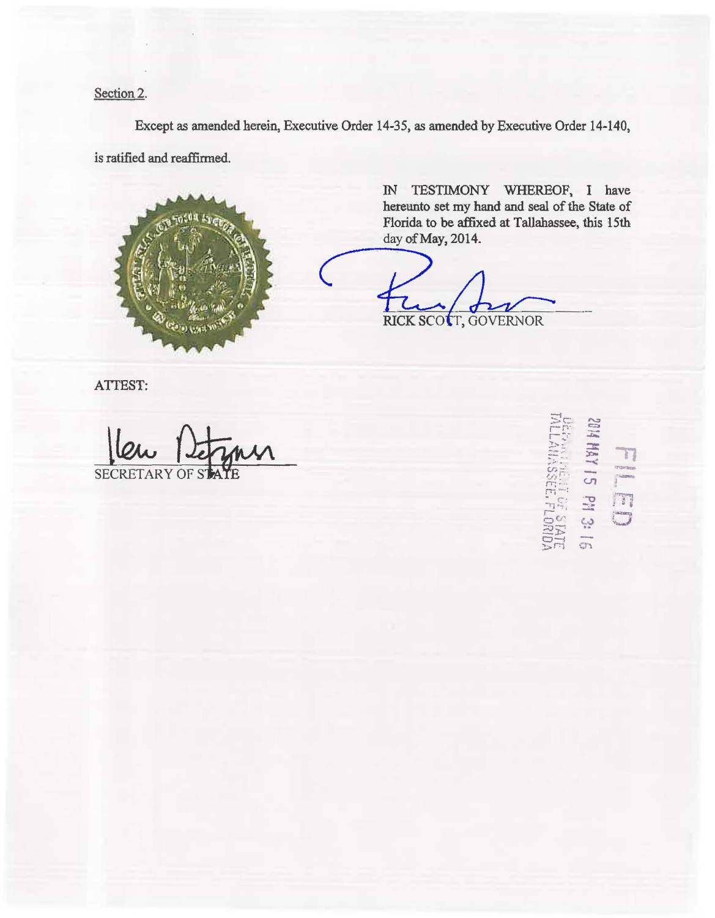Section 2.

Except as amended herein, Executive Order 14-35, as amended by Executive Order 14-140, is ratified and reaffirmed.

IN TESTIMONY WHEREOF, I have hereunto set my hand and seal of the State of Florida to be affixed at Tallahassee, this 15th day of May, 2014.

RICK SCOTT, GOVERNOR

ATTEST:

SECRETARY OF STATE

FILED

2014 MAY 15 PM 3:16

DEPARTMENT OF STATE
TALLAHASSEE, FLORIDA